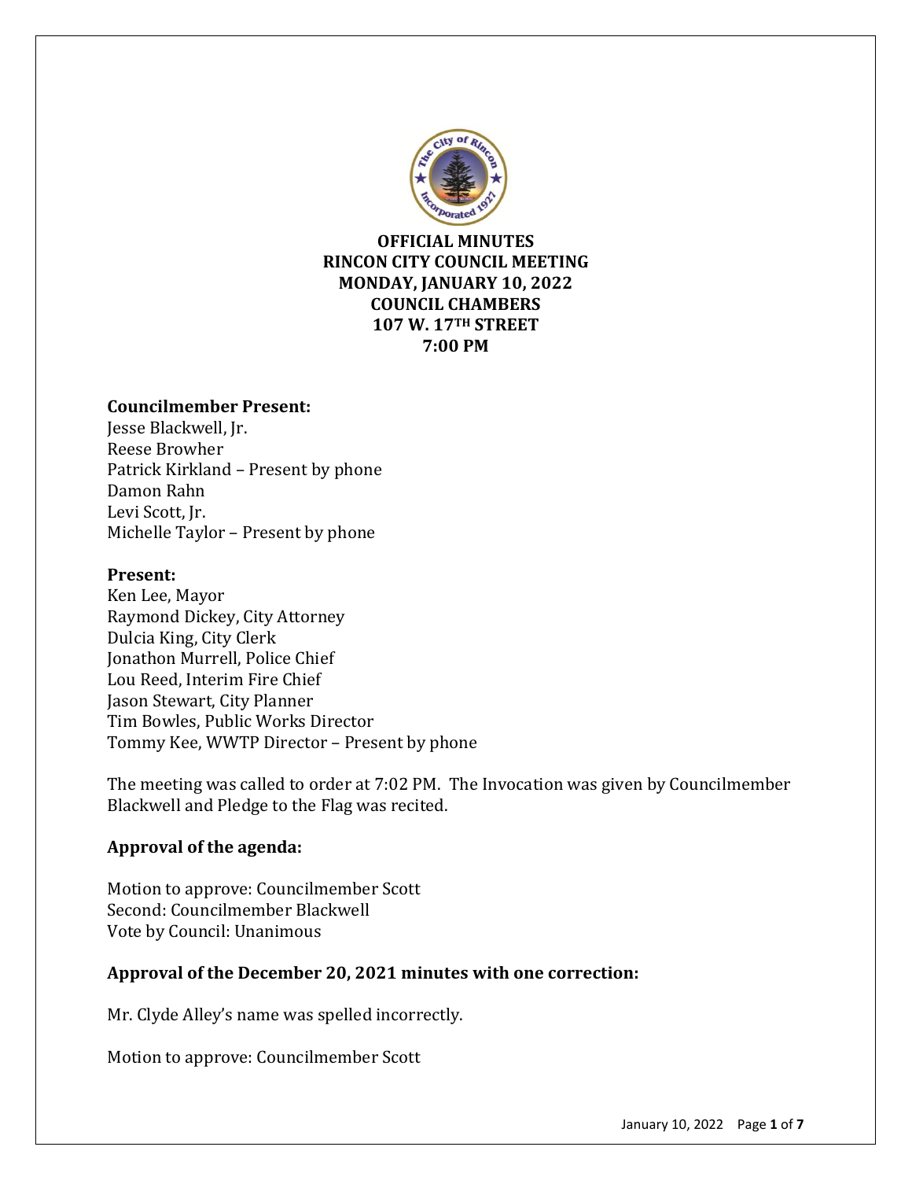**OFFICIAL MINUTES**
**RINCON CITY COUNCIL MEETING**
**MONDAY, JANUARY 10, 2022**
**COUNCIL CHAMBERS**
**107 W. 17TH STREET**
**7:00 PM**

**Councilmember Present:**
Jesse Blackwell, Jr.
Reese Browher
Patrick Kirkland – Present by phone
Damon Rahn
Levi Scott, Jr.
Michelle Taylor – Present by phone

**Present:**
Ken Lee, Mayor
Raymond Dickey, City Attorney
Dulcia King, City Clerk
Jonathon Murrell, Police Chief
Lou Reed, Interim Fire Chief
Jason Stewart, City Planner
Tim Bowles, Public Works Director
Tommy Kee, WWTP Director – Present by phone

The meeting was called to order at 7:02 PM. The Invocation was given by Councilmember Blackwell and Pledge to the Flag was recited.

**Approval of the agenda:**

Motion to approve: Councilmember Scott
Second: Councilmember Blackwell
Vote by Council: Unanimous

**Approval of the December 20, 2021 minutes with one correction:**

Mr. Clyde Alley's name was spelled incorrectly.

Motion to approve: Councilmember Scott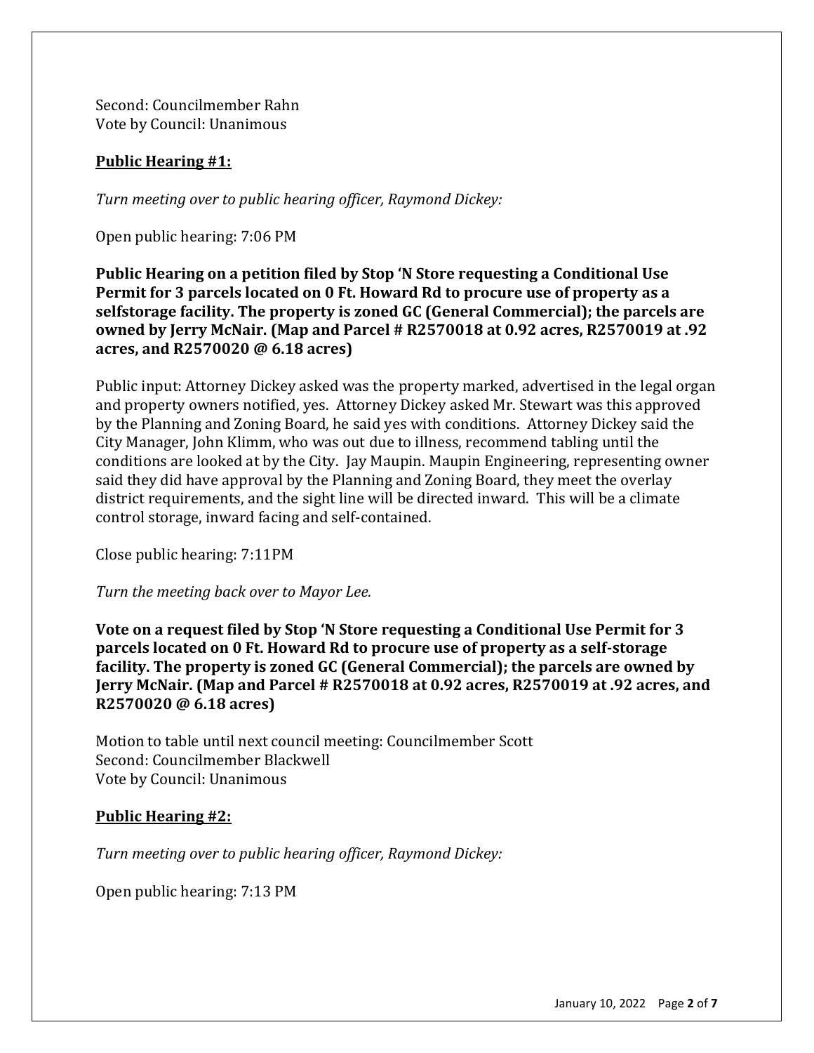Second: Councilmember Rahn
Vote by Council: Unanimous

**Public Hearing #1:**

*Turn meeting over to public hearing officer, Raymond Dickey:*

Open public hearing: 7:06 PM

**Public Hearing on a petition filed by Stop 'N Store requesting a Conditional Use Permit for 3 parcels located on 0 Ft. Howard Rd to procure use of property as a selfstorage facility. The property is zoned GC (General Commercial); the parcels are owned by Jerry McNair. (Map and Parcel # R2570018 at 0.92 acres, R2570019 at .92 acres, and R2570020 @ 6.18 acres)**

Public input: Attorney Dickey asked was the property marked, advertised in the legal organ and property owners notified, yes. Attorney Dickey asked Mr. Stewart was this approved by the Planning and Zoning Board, he said yes with conditions. Attorney Dickey said the City Manager, John Klimm, who was out due to illness, recommend tabling until the conditions are looked at by the City. Jay Maupin. Maupin Engineering, representing owner said they did have approval by the Planning and Zoning Board, they meet the overlay district requirements, and the sight line will be directed inward. This will be a climate control storage, inward facing and self-contained.

Close public hearing: 7:11PM

*Turn the meeting back over to Mayor Lee.*

**Vote on a request filed by Stop 'N Store requesting a Conditional Use Permit for 3 parcels located on 0 Ft. Howard Rd to procure use of property as a self-storage facility. The property is zoned GC (General Commercial); the parcels are owned by Jerry McNair. (Map and Parcel # R2570018 at 0.92 acres, R2570019 at .92 acres, and R2570020 @ 6.18 acres)**

Motion to table until next council meeting: Councilmember Scott
Second: Councilmember Blackwell
Vote by Council: Unanimous

**Public Hearing #2:**

*Turn meeting over to public hearing officer, Raymond Dickey:*

Open public hearing: 7:13 PM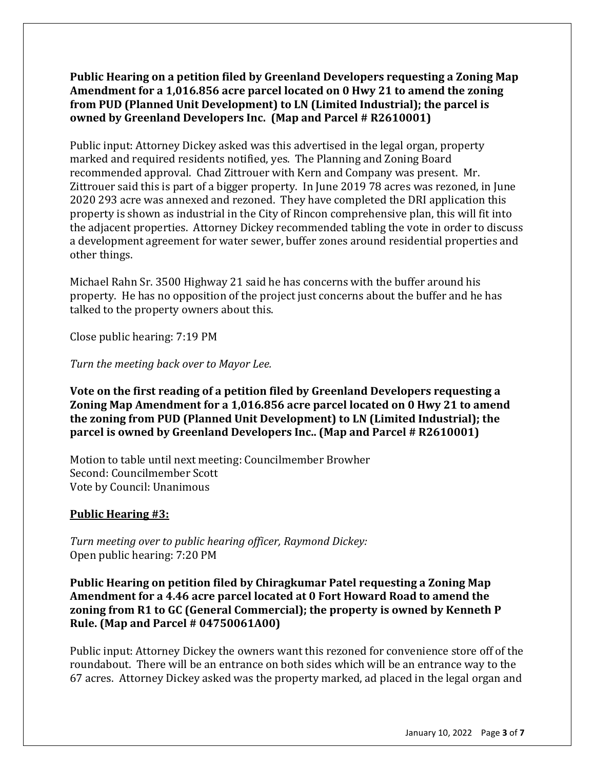**Public Hearing on a petition filed by Greenland Developers requesting a Zoning Map Amendment for a 1,016.856 acre parcel located on 0 Hwy 21 to amend the zoning from PUD (Planned Unit Development) to LN (Limited Industrial); the parcel is owned by Greenland Developers Inc. (Map and Parcel # R2610001)**

Public input: Attorney Dickey asked was this advertised in the legal organ, property marked and required residents notified, yes. The Planning and Zoning Board recommended approval. Chad Zittrouer with Kern and Company was present. Mr. Zittrouer said this is part of a bigger property. In June 2019 78 acres was rezoned, in June 2020 293 acre was annexed and rezoned. They have completed the DRI application this property is shown as industrial in the City of Rincon comprehensive plan, this will fit into the adjacent properties. Attorney Dickey recommended tabling the vote in order to discuss a development agreement for water sewer, buffer zones around residential properties and other things.

Michael Rahn Sr. 3500 Highway 21 said he has concerns with the buffer around his property. He has no opposition of the project just concerns about the buffer and he has talked to the property owners about this.

Close public hearing: 7:19 PM

*Turn the meeting back over to Mayor Lee.*

**Vote on the first reading of a petition filed by Greenland Developers requesting a Zoning Map Amendment for a 1,016.856 acre parcel located on 0 Hwy 21 to amend the zoning from PUD (Planned Unit Development) to LN (Limited Industrial); the parcel is owned by Greenland Developers Inc.. (Map and Parcel # R2610001)**

Motion to table until next meeting: Councilmember Browher
Second: Councilmember Scott
Vote by Council: Unanimous

**<u>Public Hearing #3:</u>**

*Turn meeting over to public hearing officer, Raymond Dickey:*
Open public hearing: 7:20 PM

**Public Hearing on petition filed by Chiragkumar Patel requesting a Zoning Map Amendment for a 4.46 acre parcel located at 0 Fort Howard Road to amend the zoning from R1 to GC (General Commercial); the property is owned by Kenneth P Rule. (Map and Parcel # 04750061A00)**

Public input: Attorney Dickey the owners want this rezoned for convenience store off of the roundabout. There will be an entrance on both sides which will be an entrance way to the 67 acres. Attorney Dickey asked was the property marked, ad placed in the legal organ and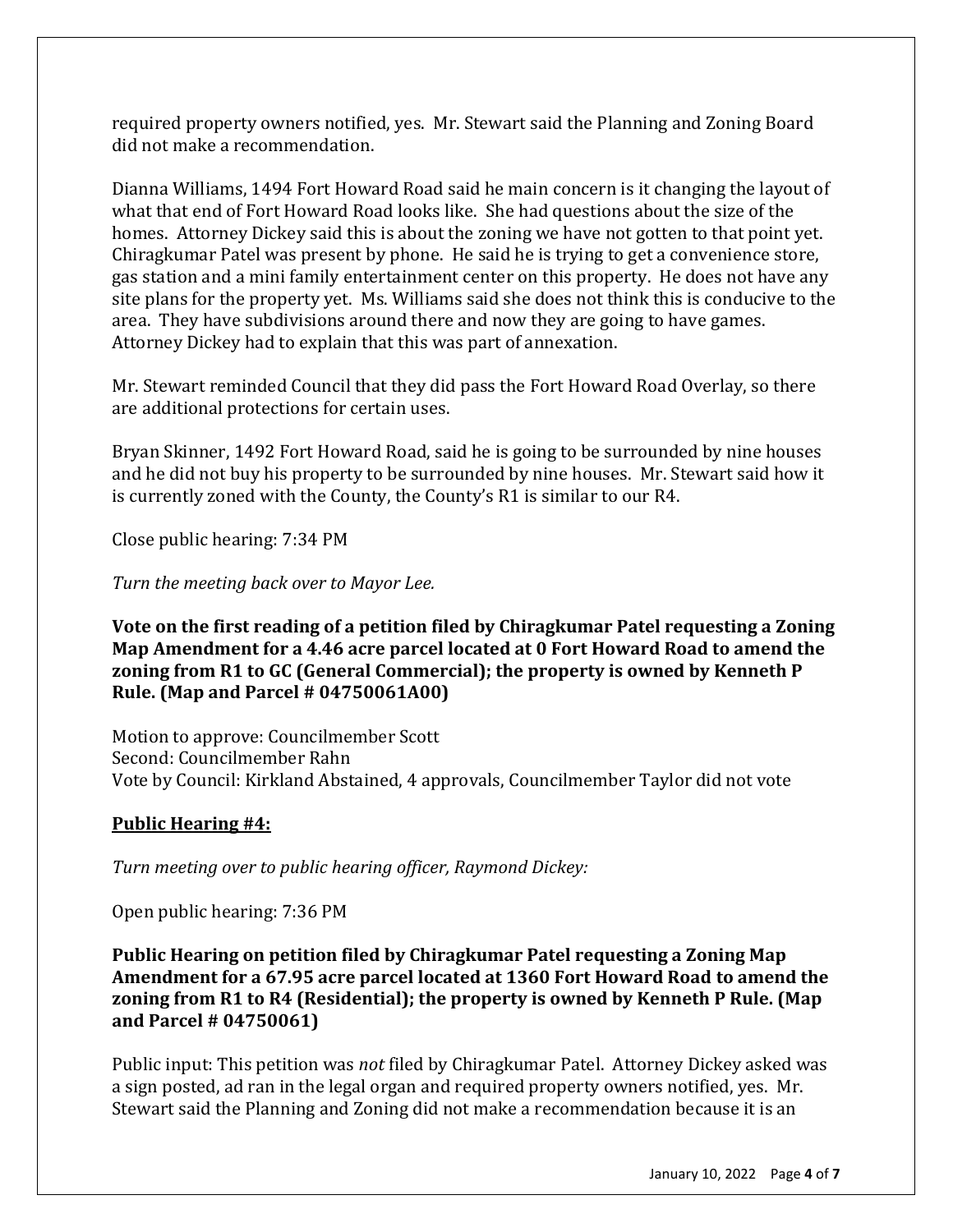required property owners notified, yes. Mr. Stewart said the Planning and Zoning Board did not make a recommendation.

Dianna Williams, 1494 Fort Howard Road said he main concern is it changing the layout of what that end of Fort Howard Road looks like. She had questions about the size of the homes. Attorney Dickey said this is about the zoning we have not gotten to that point yet. Chiragkumar Patel was present by phone. He said he is trying to get a convenience store, gas station and a mini family entertainment center on this property. He does not have any site plans for the property yet. Ms. Williams said she does not think this is conducive to the area. They have subdivisions around there and now they are going to have games. Attorney Dickey had to explain that this was part of annexation.

Mr. Stewart reminded Council that they did pass the Fort Howard Road Overlay, so there are additional protections for certain uses.

Bryan Skinner, 1492 Fort Howard Road, said he is going to be surrounded by nine houses and he did not buy his property to be surrounded by nine houses. Mr. Stewart said how it is currently zoned with the County, the County's R1 is similar to our R4.

Close public hearing: 7:34 PM

*Turn the meeting back over to Mayor Lee.*

**Vote on the first reading of a petition filed by Chiragkumar Patel requesting a Zoning Map Amendment for a 4.46 acre parcel located at 0 Fort Howard Road to amend the zoning from R1 to GC (General Commercial); the property is owned by Kenneth P Rule. (Map and Parcel # 04750061A00)**

Motion to approve: Councilmember Scott
Second: Councilmember Rahn
Vote by Council: Kirkland Abstained, 4 approvals, Councilmember Taylor did not vote

**Public Hearing #4:**

*Turn meeting over to public hearing officer, Raymond Dickey:*

Open public hearing: 7:36 PM

**Public Hearing on petition filed by Chiragkumar Patel requesting a Zoning Map Amendment for a 67.95 acre parcel located at 1360 Fort Howard Road to amend the zoning from R1 to R4 (Residential); the property is owned by Kenneth P Rule. (Map and Parcel # 04750061)**

Public input: This petition was *not* filed by Chiragkumar Patel. Attorney Dickey asked was a sign posted, ad ran in the legal organ and required property owners notified, yes. Mr. Stewart said the Planning and Zoning did not make a recommendation because it is an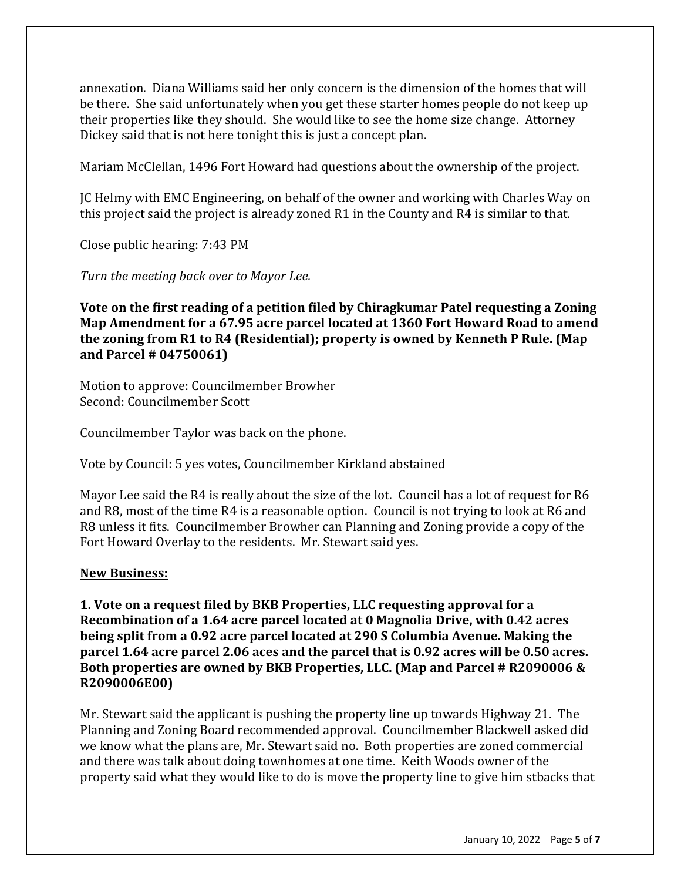annexation. Diana Williams said her only concern is the dimension of the homes that will be there. She said unfortunately when you get these starter homes people do not keep up their properties like they should. She would like to see the home size change. Attorney Dickey said that is not here tonight this is just a concept plan.

Mariam McClellan, 1496 Fort Howard had questions about the ownership of the project.

JC Helmy with EMC Engineering, on behalf of the owner and working with Charles Way on this project said the project is already zoned R1 in the County and R4 is similar to that.

Close public hearing: 7:43 PM

*Turn the meeting back over to Mayor Lee.*

**Vote on the first reading of a petition filed by Chiragkumar Patel requesting a Zoning Map Amendment for a 67.95 acre parcel located at 1360 Fort Howard Road to amend the zoning from R1 to R4 (Residential); property is owned by Kenneth P Rule. (Map and Parcel # 04750061)**

Motion to approve: Councilmember Browher
Second: Councilmember Scott

Councilmember Taylor was back on the phone.

Vote by Council: 5 yes votes, Councilmember Kirkland abstained

Mayor Lee said the R4 is really about the size of the lot. Council has a lot of request for R6 and R8, most of the time R4 is a reasonable option. Council is not trying to look at R6 and R8 unless it fits. Councilmember Browher can Planning and Zoning provide a copy of the Fort Howard Overlay to the residents. Mr. Stewart said yes.

**<u>New Business:</u>**

**1. Vote on a request filed by BKB Properties, LLC requesting approval for a Recombination of a 1.64 acre parcel located at 0 Magnolia Drive, with 0.42 acres being split from a 0.92 acre parcel located at 290 S Columbia Avenue. Making the parcel 1.64 acre parcel 2.06 aces and the parcel that is 0.92 acres will be 0.50 acres. Both properties are owned by BKB Properties, LLC. (Map and Parcel # R2090006 & R2090006E00)**

Mr. Stewart said the applicant is pushing the property line up towards Highway 21. The Planning and Zoning Board recommended approval. Councilmember Blackwell asked did we know what the plans are, Mr. Stewart said no. Both properties are zoned commercial and there was talk about doing townhomes at one time. Keith Woods owner of the property said what they would like to do is move the property line to give him stbacks that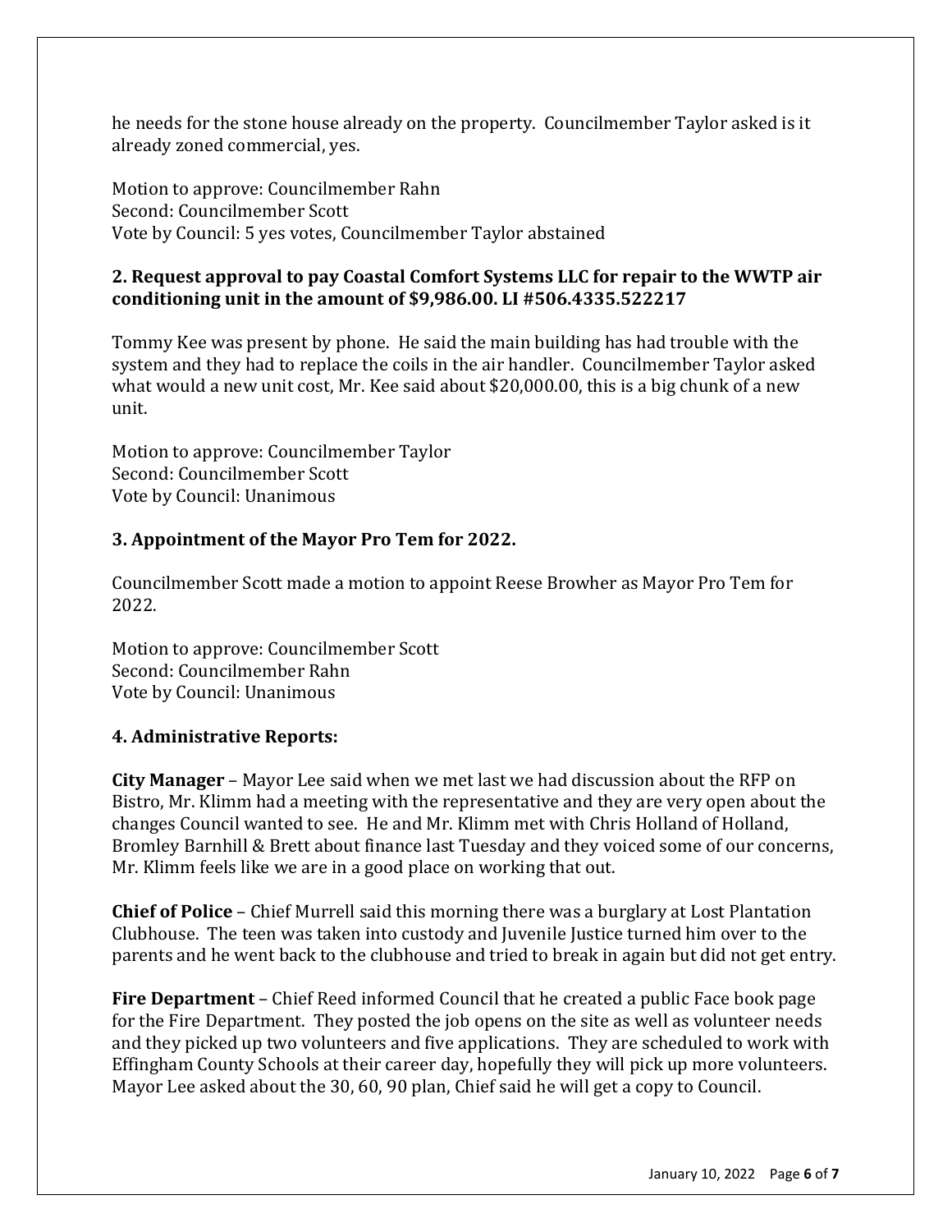he needs for the stone house already on the property. Councilmember Taylor asked is it already zoned commercial, yes.

Motion to approve: Councilmember Rahn
Second: Councilmember Scott
Vote by Council: 5 yes votes, Councilmember Taylor abstained

**2. Request approval to pay Coastal Comfort Systems LLC for repair to the WWTP air conditioning unit in the amount of $9,986.00. LI #506.4335.522217**

Tommy Kee was present by phone. He said the main building has had trouble with the system and they had to replace the coils in the air handler. Councilmember Taylor asked what would a new unit cost, Mr. Kee said about $20,000.00, this is a big chunk of a new unit.

Motion to approve: Councilmember Taylor
Second: Councilmember Scott
Vote by Council: Unanimous

**3. Appointment of the Mayor Pro Tem for 2022.**

Councilmember Scott made a motion to appoint Reese Browher as Mayor Pro Tem for 2022.

Motion to approve: Councilmember Scott
Second: Councilmember Rahn
Vote by Council: Unanimous

**4. Administrative Reports:**

**City Manager** – Mayor Lee said when we met last we had discussion about the RFP on Bistro, Mr. Klimm had a meeting with the representative and they are very open about the changes Council wanted to see. He and Mr. Klimm met with Chris Holland of Holland, Bromley Barnhill & Brett about finance last Tuesday and they voiced some of our concerns, Mr. Klimm feels like we are in a good place on working that out.

**Chief of Police** – Chief Murrell said this morning there was a burglary at Lost Plantation Clubhouse. The teen was taken into custody and Juvenile Justice turned him over to the parents and he went back to the clubhouse and tried to break in again but did not get entry.

**Fire Department** – Chief Reed informed Council that he created a public Face book page for the Fire Department. They posted the job opens on the site as well as volunteer needs and they picked up two volunteers and five applications. They are scheduled to work with Effingham County Schools at their career day, hopefully they will pick up more volunteers. Mayor Lee asked about the 30, 60, 90 plan, Chief said he will get a copy to Council.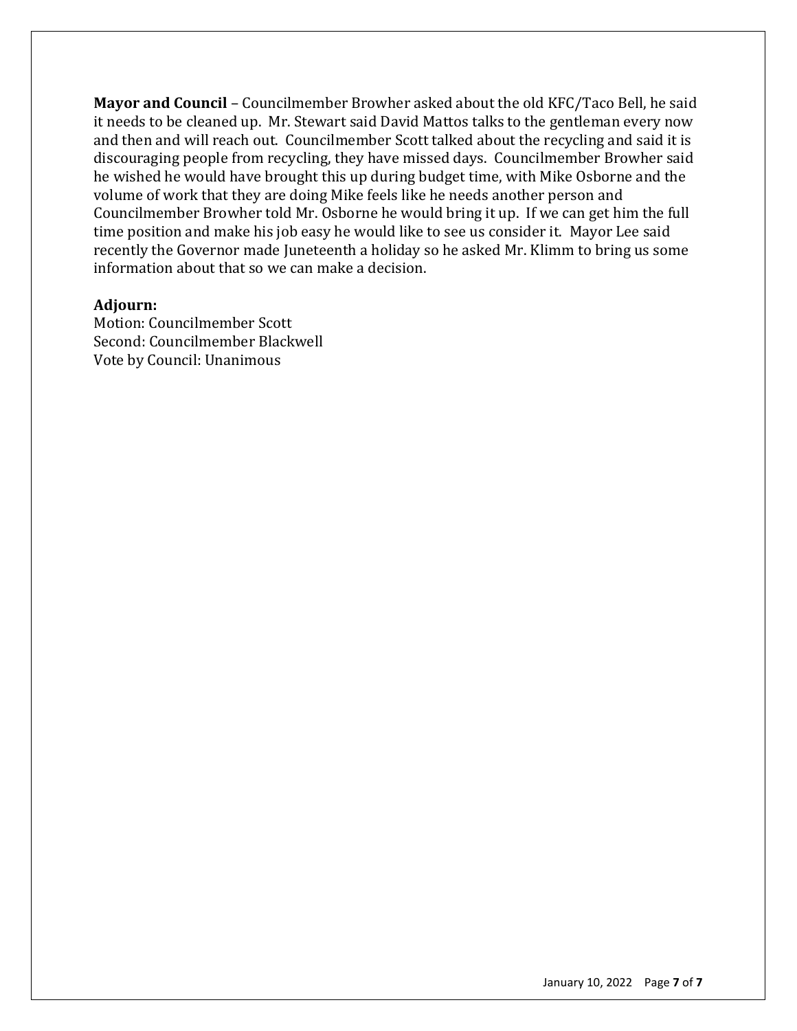**Mayor and Council** – Councilmember Browher asked about the old KFC/Taco Bell, he said it needs to be cleaned up. Mr. Stewart said David Mattos talks to the gentleman every now and then and will reach out. Councilmember Scott talked about the recycling and said it is discouraging people from recycling, they have missed days. Councilmember Browher said he wished he would have brought this up during budget time, with Mike Osborne and the volume of work that they are doing Mike feels like he needs another person and Councilmember Browher told Mr. Osborne he would bring it up. If we can get him the full time position and make his job easy he would like to see us consider it. Mayor Lee said recently the Governor made Juneteenth a holiday so he asked Mr. Klimm to bring us some information about that so we can make a decision.

**Adjourn:**
Motion: Councilmember Scott
Second: Councilmember Blackwell
Vote by Council: Unanimous